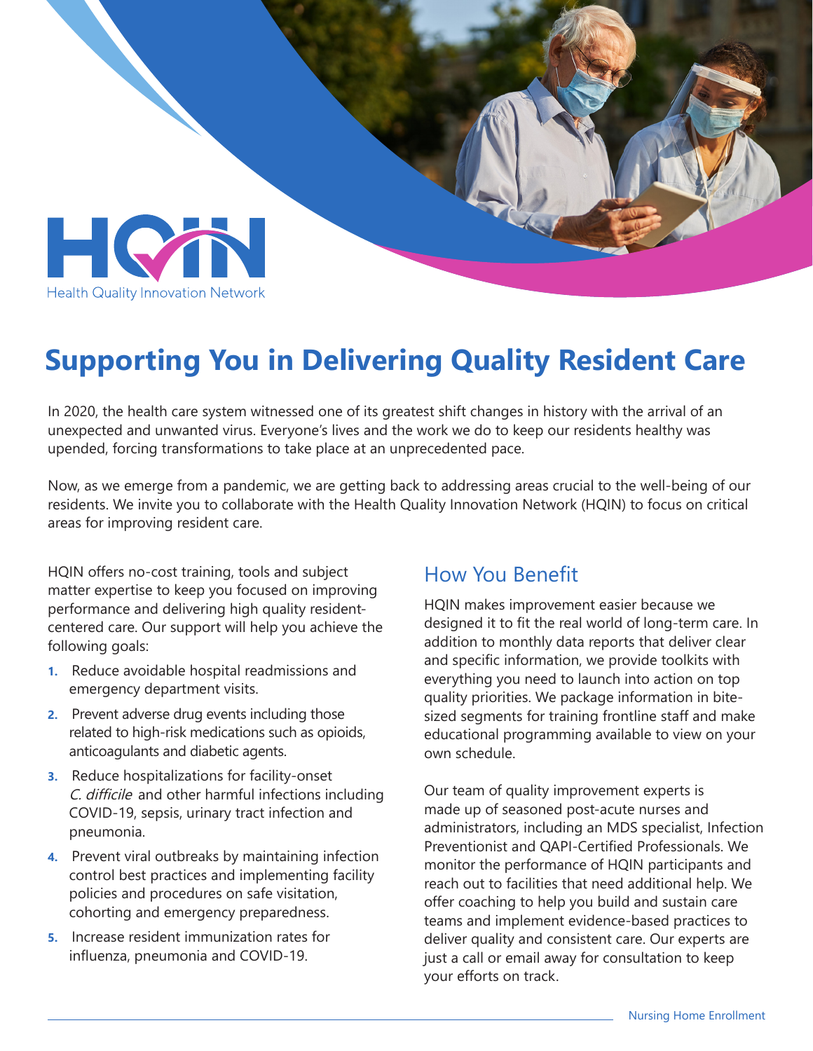HQIN

Health Quality Innovation Network

# Supporting You in Delivering Quality Resident Care

In 2020, the health care system witnessed one of its greatest shift changes in history with the arrival of an unexpected and unwanted virus. Everyone's lives and the work we do to keep our residents healthy was upended, forcing transformations to take place at an unprecedented pace.

Now, as we emerge from a pandemic, we are getting back to addressing areas crucial to the well-being of our residents. We invite you to collaborate with the Health Quality Innovation Network (HQIN) to focus on critical areas for improving resident care.

HQIN offers no-cost training, tools and subject matter expertise to keep you focused on improving performance and delivering high quality resident-centered care. Our support will help you achieve the following goals:

1. Reduce avoidable hospital readmissions and emergency department visits.
2. Prevent adverse drug events including those related to high-risk medications such as opioids, anticoagulants and diabetic agents.
3. Reduce hospitalizations for facility-onset *C. difficile* and other harmful infections including COVID-19, sepsis, urinary tract infection and pneumonia.
4. Prevent viral outbreaks by maintaining infection control best practices and implementing facility policies and procedures on safe visitation, cohorting and emergency preparedness.
5. Increase resident immunization rates for influenza, pneumonia and COVID-19.

## How You Benefit

HQIN makes improvement easier because we designed it to fit the real world of long-term care. In addition to monthly data reports that deliver clear and specific information, we provide toolkits with everything you need to launch into action on top quality priorities. We package information in bite-sized segments for training frontline staff and make educational programming available to view on your own schedule.

Our team of quality improvement experts is made up of seasoned post-acute nurses and administrators, including an MDS specialist, Infection Preventionist and QAPI-Certified Professionals. We monitor the performance of HQIN participants and reach out to facilities that need additional help. We offer coaching to help you build and sustain care teams and implement evidence-based practices to deliver quality and consistent care. Our experts are just a call or email away for consultation to keep your efforts on track.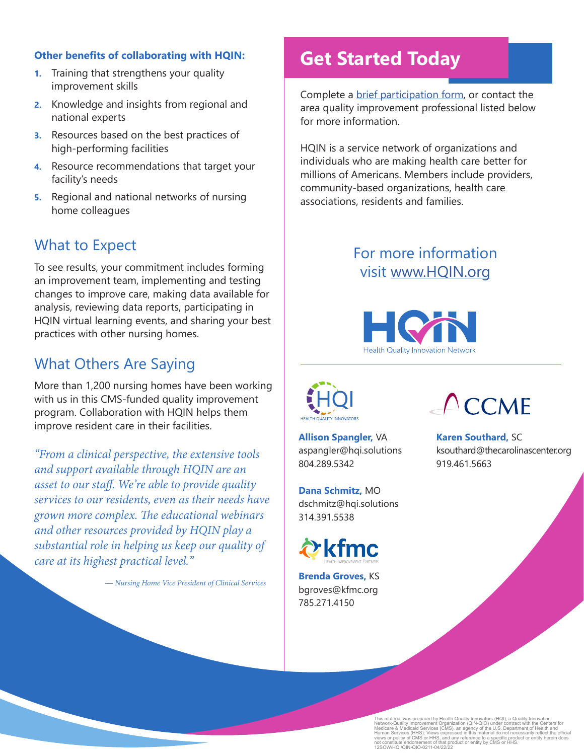**Other benefits of collaborating with HQIN:**

1. Training that strengthens your quality improvement skills
2. Knowledge and insights from regional and national experts
3. Resources based on the best practices of high-performing facilities
4. Resource recommendations that target your facility's needs
5. Regional and national networks of nursing home colleagues

## What to Expect

To see results, your commitment includes forming an improvement team, implementing and testing changes to improve care, making data available for analysis, reviewing data reports, participating in HQIN virtual learning events, and sharing your best practices with other nursing homes.

## What Others Are Saying

More than 1,200 nursing homes have been working with us in this CMS-funded quality improvement program. Collaboration with HQIN helps them improve resident care in their facilities.

*"From a clinical perspective, the extensive tools and support available through HQIN are an asset to our staff. We're able to provide quality services to our residents, even as their needs have grown more complex. The educational webinars and other resources provided by HQIN play a substantial role in helping us keep our quality of care at its highest practical level."*

*— Nursing Home Vice President of Clinical Services*

# Get Started Today

Complete a brief participation form, or contact the area quality improvement professional listed below for more information.

HQIN is a service network of organizations and individuals who are making health care better for millions of Americans. Members include providers, community-based organizations, health care associations, residents and families.

For more information visit www.HQIN.org

HQIN Health Quality Innovation Network

HQI HEALTH QUALITY INNOVATORS

**Allison Spangler,** VA
aspangler@hqi.solutions
804.289.5342

**Dana Schmitz,** MO
dschmitz@hqi.solutions
314.391.5538

kfmc HEALTH IMPROVEMENT PARTNERS

**Brenda Groves,** KS
bgroves@kfmc.org
785.271.4150

CCME

**Karen Southard,** SC
ksouthard@thecarolinascenter.org
919.461.5663

This material was prepared by Health Quality Innovators (HQI), a Quality Innovation Network-Quality Improvement Organization (QIN-QIO) under contract with the Centers for Medicare & Medicaid Services (CMS), an agency of the U.S. Department of Health and Human Services (HHS). Views expressed in this material do not necessarily reflect the official views or policy of CMS or HHS, and any reference to a specific product or entity herein does not constitute endorsement of that product or entity by CMS or HHS. 12SOW/HQI/QIN-QIO-0211-04/22/22